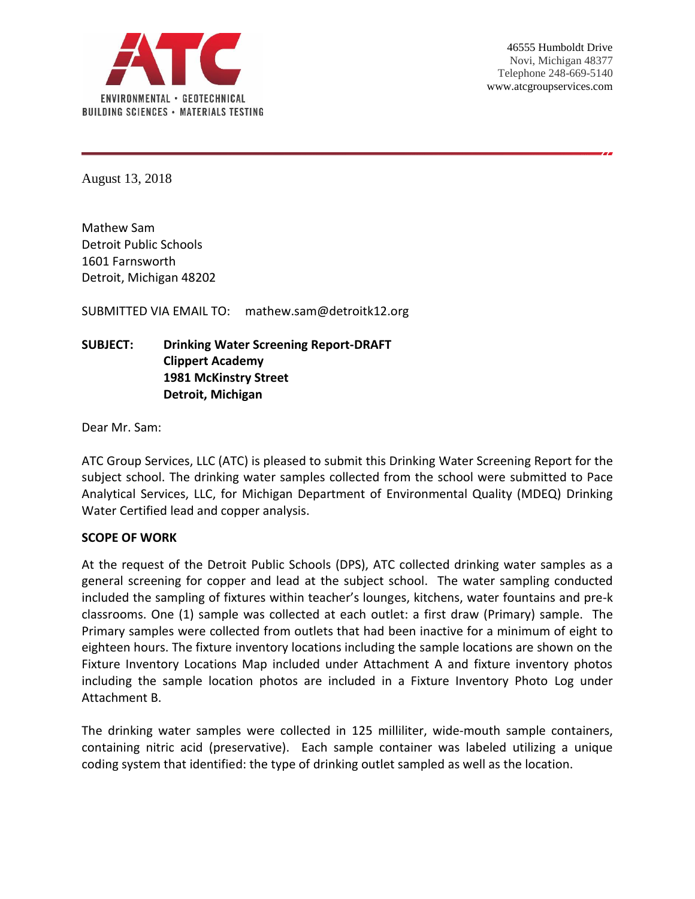ATC

ENVIRONMENTAL • GEOTECHNICAL
BUILDING SCIENCES • MATERIALS TESTING

46555 Humboldt Drive
Novi, Michigan 48377
Telephone 248-669-5140
www.atcgroupservices.com

August 13, 2018

Mathew Sam
Detroit Public Schools
1601 Farnsworth
Detroit, Michigan 48202

SUBMITTED VIA EMAIL TO: mathew.sam@detroitk12.org

**SUBJECT: Drinking Water Screening Report-DRAFT**
**Clippert Academy**
**1981 McKinstry Street**
**Detroit, Michigan**

Dear Mr. Sam:

ATC Group Services, LLC (ATC) is pleased to submit this Drinking Water Screening Report for the subject school. The drinking water samples collected from the school were submitted to Pace Analytical Services, LLC, for Michigan Department of Environmental Quality (MDEQ) Drinking Water Certified lead and copper analysis.

**SCOPE OF WORK**

At the request of the Detroit Public Schools (DPS), ATC collected drinking water samples as a general screening for copper and lead at the subject school. The water sampling conducted included the sampling of fixtures within teacher's lounges, kitchens, water fountains and pre-k classrooms. One (1) sample was collected at each outlet: a first draw (Primary) sample. The Primary samples were collected from outlets that had been inactive for a minimum of eight to eighteen hours. The fixture inventory locations including the sample locations are shown on the Fixture Inventory Locations Map included under Attachment A and fixture inventory photos including the sample location photos are included in a Fixture Inventory Photo Log under Attachment B.

The drinking water samples were collected in 125 milliliter, wide-mouth sample containers, containing nitric acid (preservative). Each sample container was labeled utilizing a unique coding system that identified: the type of drinking outlet sampled as well as the location.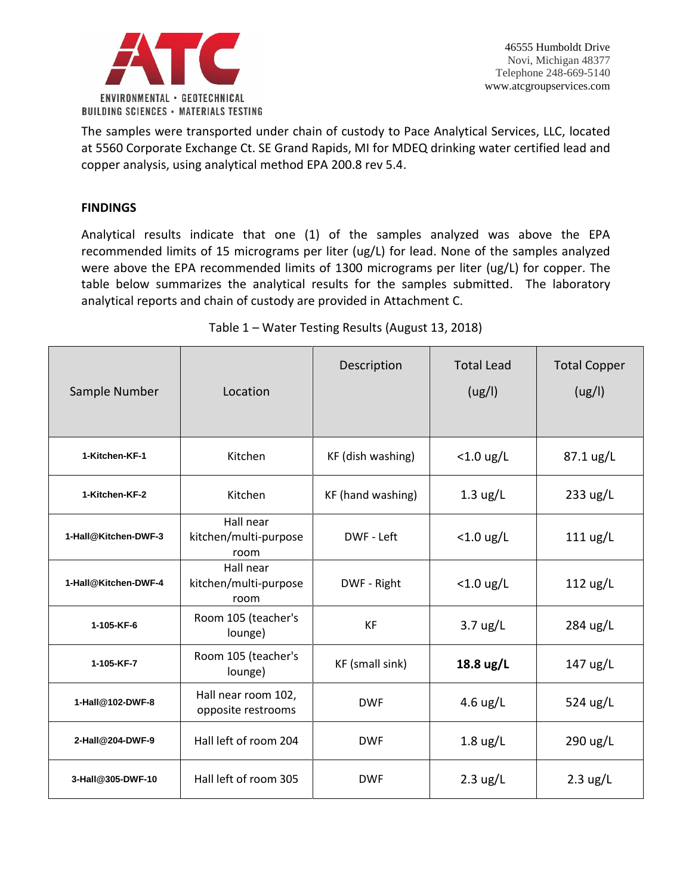The samples were transported under chain of custody to Pace Analytical Services, LLC, located at 5560 Corporate Exchange Ct. SE Grand Rapids, MI for MDEQ drinking water certified lead and copper analysis, using analytical method EPA 200.8 rev 5.4.

**FINDINGS**

Analytical results indicate that one (1) of the samples analyzed was above the EPA recommended limits of 15 micrograms per liter (ug/L) for lead. None of the samples analyzed were above the EPA recommended limits of 1300 micrograms per liter (ug/L) for copper. The table below summarizes the analytical results for the samples submitted. The laboratory analytical reports and chain of custody are provided in Attachment C.

Table 1 – Water Testing Results (August 13, 2018)

| Sample Number | Location | Description | Total Lead (ug/l) | Total Copper (ug/l) |
|---|---|---|---|---|
| 1-Kitchen-KF-1 | Kitchen | KF (dish washing) | <1.0 ug/L | 87.1 ug/L |
| 1-Kitchen-KF-2 | Kitchen | KF (hand washing) | 1.3 ug/L | 233 ug/L |
| 1-Hall@Kitchen-DWF-3 | Hall near kitchen/multi-purpose room | DWF - Left | <1.0 ug/L | 111 ug/L |
| 1-Hall@Kitchen-DWF-4 | Hall near kitchen/multi-purpose room | DWF - Right | <1.0 ug/L | 112 ug/L |
| 1-105-KF-6 | Room 105 (teacher's lounge) | KF | 3.7 ug/L | 284 ug/L |
| 1-105-KF-7 | Room 105 (teacher's lounge) | KF (small sink) | **18.8 ug/L** | 147 ug/L |
| 1-Hall@102-DWF-8 | Hall near room 102, opposite restrooms | DWF | 4.6 ug/L | 524 ug/L |
| 2-Hall@204-DWF-9 | Hall left of room 204 | DWF | 1.8 ug/L | 290 ug/L |
| 3-Hall@305-DWF-10 | Hall left of room 305 | DWF | 2.3 ug/L | 2.3 ug/L |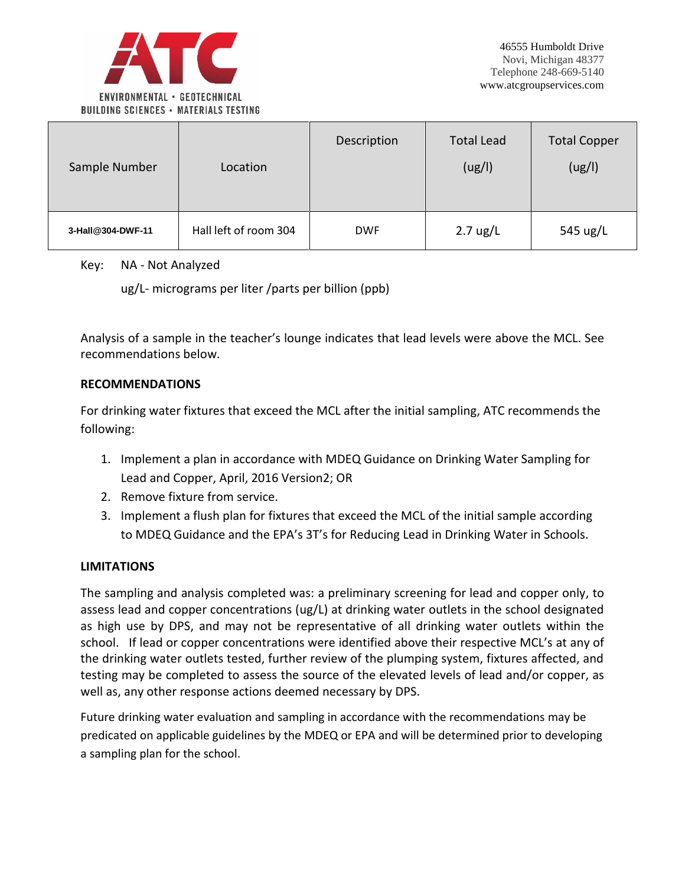| Sample Number | Location | Description | Total Lead (ug/l) | Total Copper (ug/l) |
|---|---|---|---|---|
| **3-Hall@304-DWF-11** | Hall left of room 304 | DWF | 2.7 ug/L | 545 ug/L |

Key: NA - Not Analyzed

ug/L- micrograms per liter /parts per billion (ppb)

Analysis of a sample in the teacher's lounge indicates that lead levels were above the MCL. See recommendations below.

**RECOMMENDATIONS**

For drinking water fixtures that exceed the MCL after the initial sampling, ATC recommends the following:

1. Implement a plan in accordance with MDEQ Guidance on Drinking Water Sampling for Lead and Copper, April, 2016 Version2; OR
2. Remove fixture from service.
3. Implement a flush plan for fixtures that exceed the MCL of the initial sample according to MDEQ Guidance and the EPA's 3T's for Reducing Lead in Drinking Water in Schools.

**LIMITATIONS**

The sampling and analysis completed was: a preliminary screening for lead and copper only, to assess lead and copper concentrations (ug/L) at drinking water outlets in the school designated as high use by DPS, and may not be representative of all drinking water outlets within the school. If lead or copper concentrations were identified above their respective MCL's at any of the drinking water outlets tested, further review of the plumping system, fixtures affected, and testing may be completed to assess the source of the elevated levels of lead and/or copper, as well as, any other response actions deemed necessary by DPS.

Future drinking water evaluation and sampling in accordance with the recommendations may be predicated on applicable guidelines by the MDEQ or EPA and will be determined prior to developing a sampling plan for the school.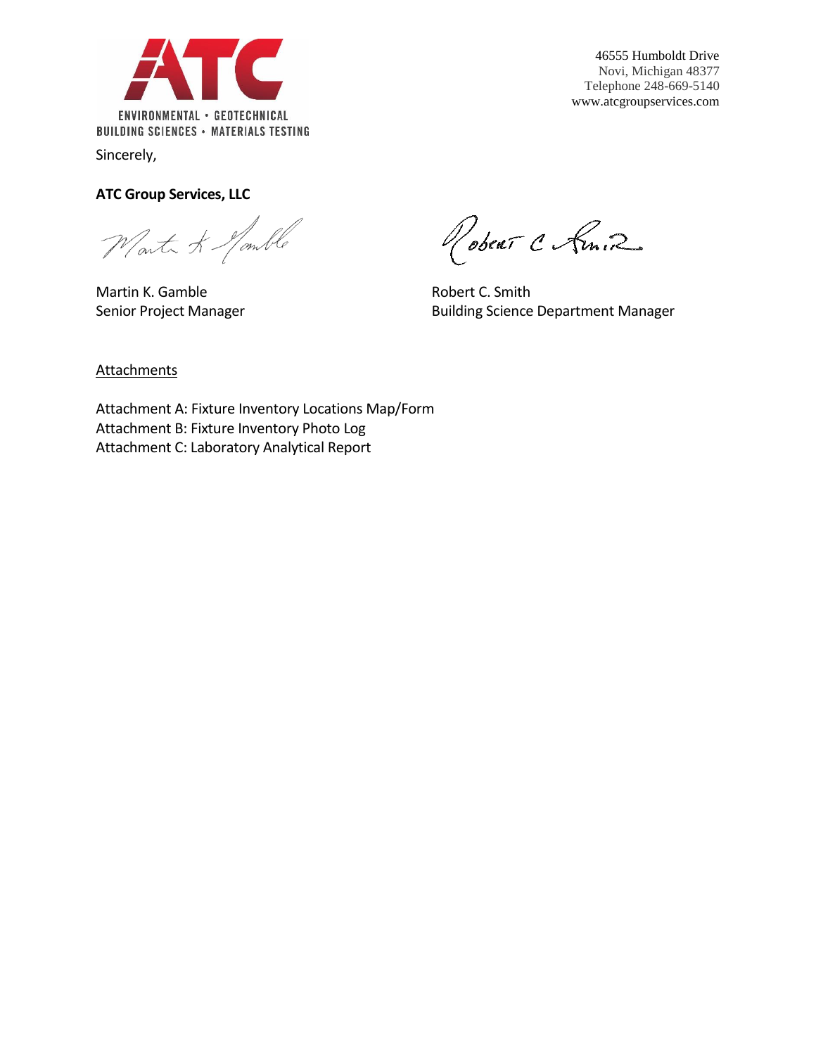ENVIRONMENTAL • GEOTECHNICAL
BUILDING SCIENCES • MATERIALS TESTING

46555 Humboldt Drive
Novi, Michigan 48377
Telephone 248-669-5140
www.atcgroupservices.com

Sincerely,

**ATC Group Services, LLC**

Martin K. Gamble
Senior Project Manager

Robert C. Smith
Building Science Department Manager

Attachments

Attachment A: Fixture Inventory Locations Map/Form
Attachment B: Fixture Inventory Photo Log
Attachment C: Laboratory Analytical Report